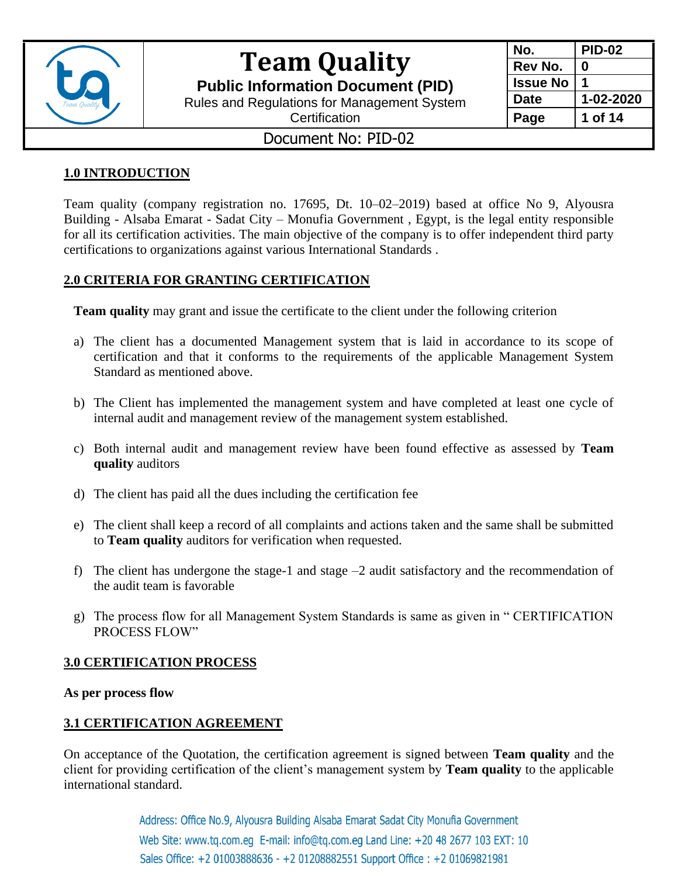## 1.0 INTRODUCTION

Team quality (company registration no. 17695, Dt. 10–02–2019) based at office No 9, Alyousra Building - Alsaba Emarat - Sadat City – Monufia Government , Egypt, is the legal entity responsible for all its certification activities. The main objective of the company is to offer independent third party certifications to organizations against various International Standards .

## 2.0 CRITERIA FOR GRANTING CERTIFICATION

**Team quality** may grant and issue the certificate to the client under the following criterion

a) The client has a documented Management system that is laid in accordance to its scope of certification and that it conforms to the requirements of the applicable Management System Standard as mentioned above.

b) The Client has implemented the management system and have completed at least one cycle of internal audit and management review of the management system established.

c) Both internal audit and management review have been found effective as assessed by **Team quality** auditors

d) The client has paid all the dues including the certification fee

e) The client shall keep a record of all complaints and actions taken and the same shall be submitted to **Team quality** auditors for verification when requested.

f) The client has undergone the stage-1 and stage –2 audit satisfactory and the recommendation of the audit team is favorable

g) The process flow for all Management System Standards is same as given in " CERTIFICATION PROCESS FLOW"

## 3.0 CERTIFICATION PROCESS

**As per process flow**

## 3.1 CERTIFICATION AGREEMENT

On acceptance of the Quotation, the certification agreement is signed between **Team quality** and the client for providing certification of the client's management system by **Team quality** to the applicable international standard.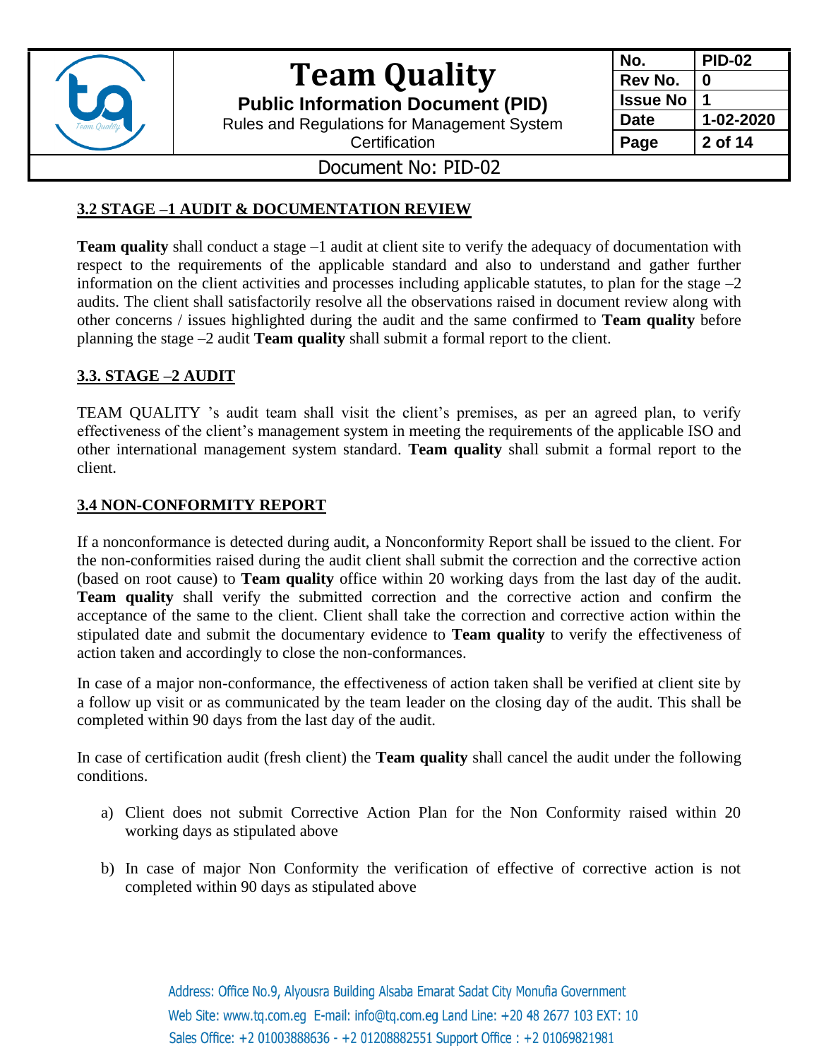### 3.2 STAGE –1 AUDIT & DOCUMENTATION REVIEW

**Team quality** shall conduct a stage –1 audit at client site to verify the adequacy of documentation with respect to the requirements of the applicable standard and also to understand and gather further information on the client activities and processes including applicable statutes, to plan for the stage –2 audits. The client shall satisfactorily resolve all the observations raised in document review along with other concerns / issues highlighted during the audit and the same confirmed to **Team quality** before planning the stage –2 audit **Team quality** shall submit a formal report to the client.

### 3.3. STAGE –2 AUDIT

TEAM QUALITY 's audit team shall visit the client's premises, as per an agreed plan, to verify effectiveness of the client's management system in meeting the requirements of the applicable ISO and other international management system standard. **Team quality** shall submit a formal report to the client.

### 3.4 NON-CONFORMITY REPORT

If a nonconformance is detected during audit, a Nonconformity Report shall be issued to the client. For the non-conformities raised during the audit client shall submit the correction and the corrective action (based on root cause) to **Team quality** office within 20 working days from the last day of the audit. **Team quality** shall verify the submitted correction and the corrective action and confirm the acceptance of the same to the client. Client shall take the correction and corrective action within the stipulated date and submit the documentary evidence to **Team quality** to verify the effectiveness of action taken and accordingly to close the non-conformances.

In case of a major non-conformance, the effectiveness of action taken shall be verified at client site by a follow up visit or as communicated by the team leader on the closing day of the audit. This shall be completed within 90 days from the last day of the audit.

In case of certification audit (fresh client) the **Team quality** shall cancel the audit under the following conditions.

a) Client does not submit Corrective Action Plan for the Non Conformity raised within 20 working days as stipulated above

b) In case of major Non Conformity the verification of effective of corrective action is not completed within 90 days as stipulated above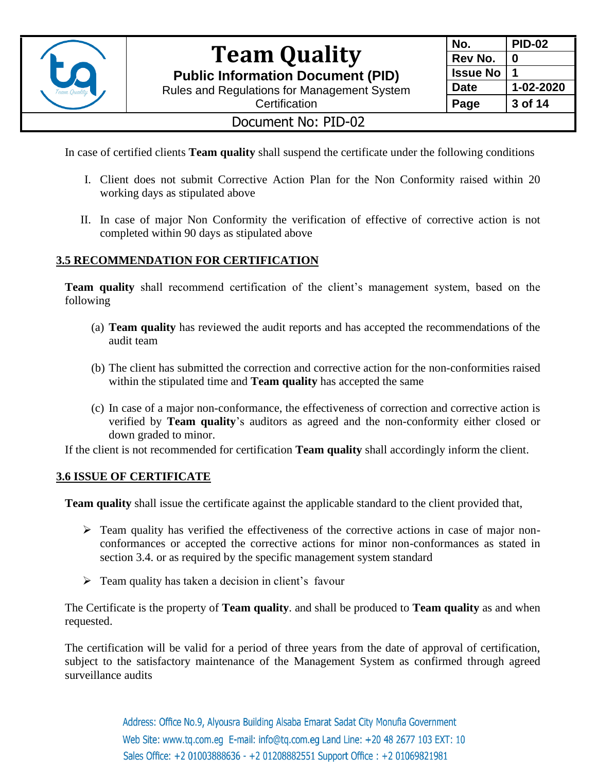In case of certified clients **Team quality** shall suspend the certificate under the following conditions

I. Client does not submit Corrective Action Plan for the Non Conformity raised within 20 working days as stipulated above

II. In case of major Non Conformity the verification of effective of corrective action is not completed within 90 days as stipulated above

## 3.5 RECOMMENDATION FOR CERTIFICATION

**Team quality** shall recommend certification of the client's management system, based on the following

(a) **Team quality** has reviewed the audit reports and has accepted the recommendations of the audit team

(b) The client has submitted the correction and corrective action for the non-conformities raised within the stipulated time and **Team quality** has accepted the same

(c) In case of a major non-conformance, the effectiveness of correction and corrective action is verified by **Team quality**'s auditors as agreed and the non-conformity either closed or down graded to minor.

If the client is not recommended for certification **Team quality** shall accordingly inform the client.

## 3.6 ISSUE OF CERTIFICATE

**Team quality** shall issue the certificate against the applicable standard to the client provided that,

- Team quality has verified the effectiveness of the corrective actions in case of major non-conformances or accepted the corrective actions for minor non-conformances as stated in section 3.4. or as required by the specific management system standard
- Team quality has taken a decision in client's favour

The Certificate is the property of **Team quality**. and shall be produced to **Team quality** as and when requested.

The certification will be valid for a period of three years from the date of approval of certification, subject to the satisfactory maintenance of the Management System as confirmed through agreed surveillance audits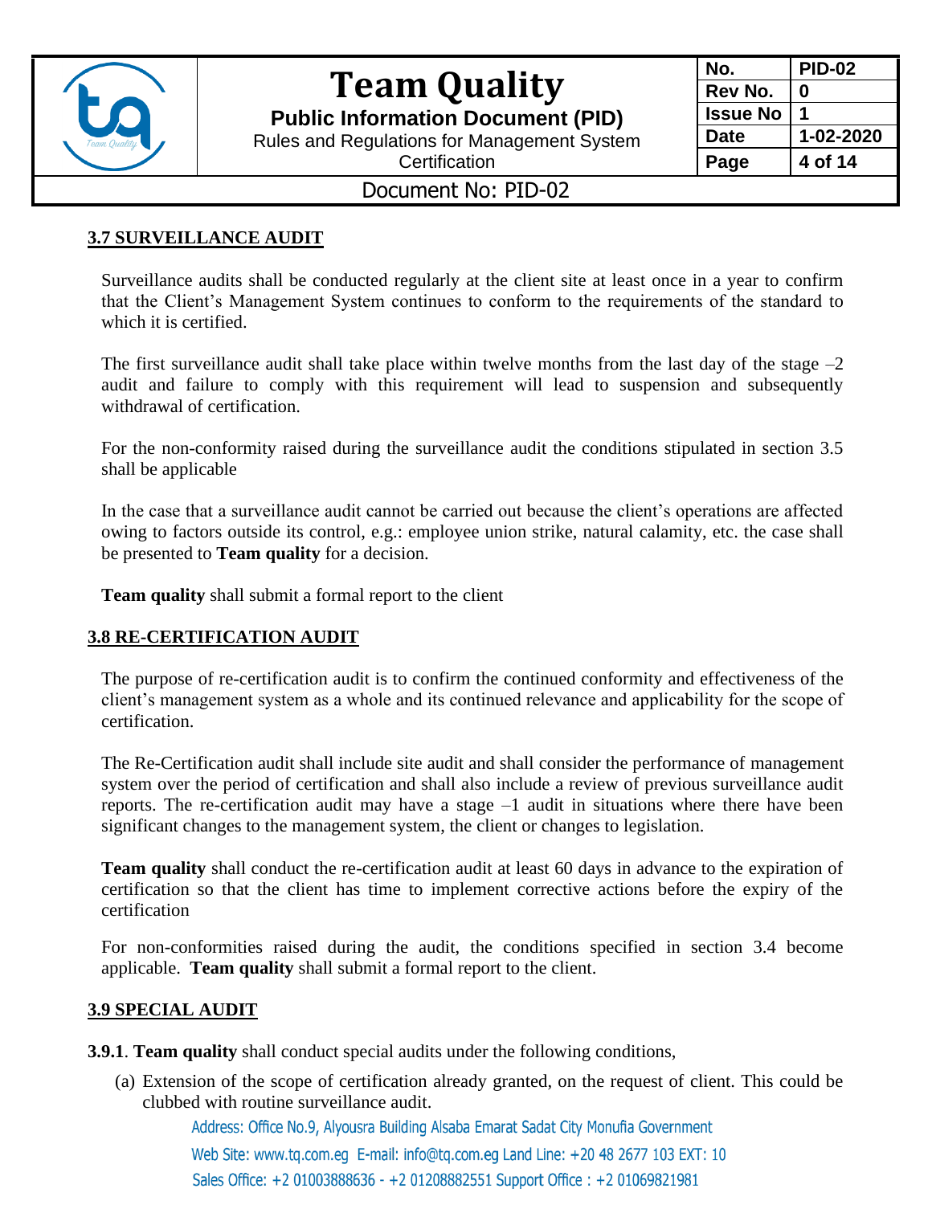## 3.7 SURVEILLANCE AUDIT

Surveillance audits shall be conducted regularly at the client site at least once in a year to confirm that the Client's Management System continues to conform to the requirements of the standard to which it is certified.

The first surveillance audit shall take place within twelve months from the last day of the stage –2 audit and failure to comply with this requirement will lead to suspension and subsequently withdrawal of certification.

For the non-conformity raised during the surveillance audit the conditions stipulated in section 3.5 shall be applicable

In the case that a surveillance audit cannot be carried out because the client's operations are affected owing to factors outside its control, e.g.: employee union strike, natural calamity, etc. the case shall be presented to **Team quality** for a decision.

**Team quality** shall submit a formal report to the client

## 3.8 RE-CERTIFICATION AUDIT

The purpose of re-certification audit is to confirm the continued conformity and effectiveness of the client's management system as a whole and its continued relevance and applicability for the scope of certification.

The Re-Certification audit shall include site audit and shall consider the performance of management system over the period of certification and shall also include a review of previous surveillance audit reports. The re-certification audit may have a stage –1 audit in situations where there have been significant changes to the management system, the client or changes to legislation.

**Team quality** shall conduct the re-certification audit at least 60 days in advance to the expiration of certification so that the client has time to implement corrective actions before the expiry of the certification

For non-conformities raised during the audit, the conditions specified in section 3.4 become applicable. **Team quality** shall submit a formal report to the client.

## 3.9 SPECIAL AUDIT

**3.9.1**. **Team quality** shall conduct special audits under the following conditions,

(a) Extension of the scope of certification already granted, on the request of client. This could be clubbed with routine surveillance audit.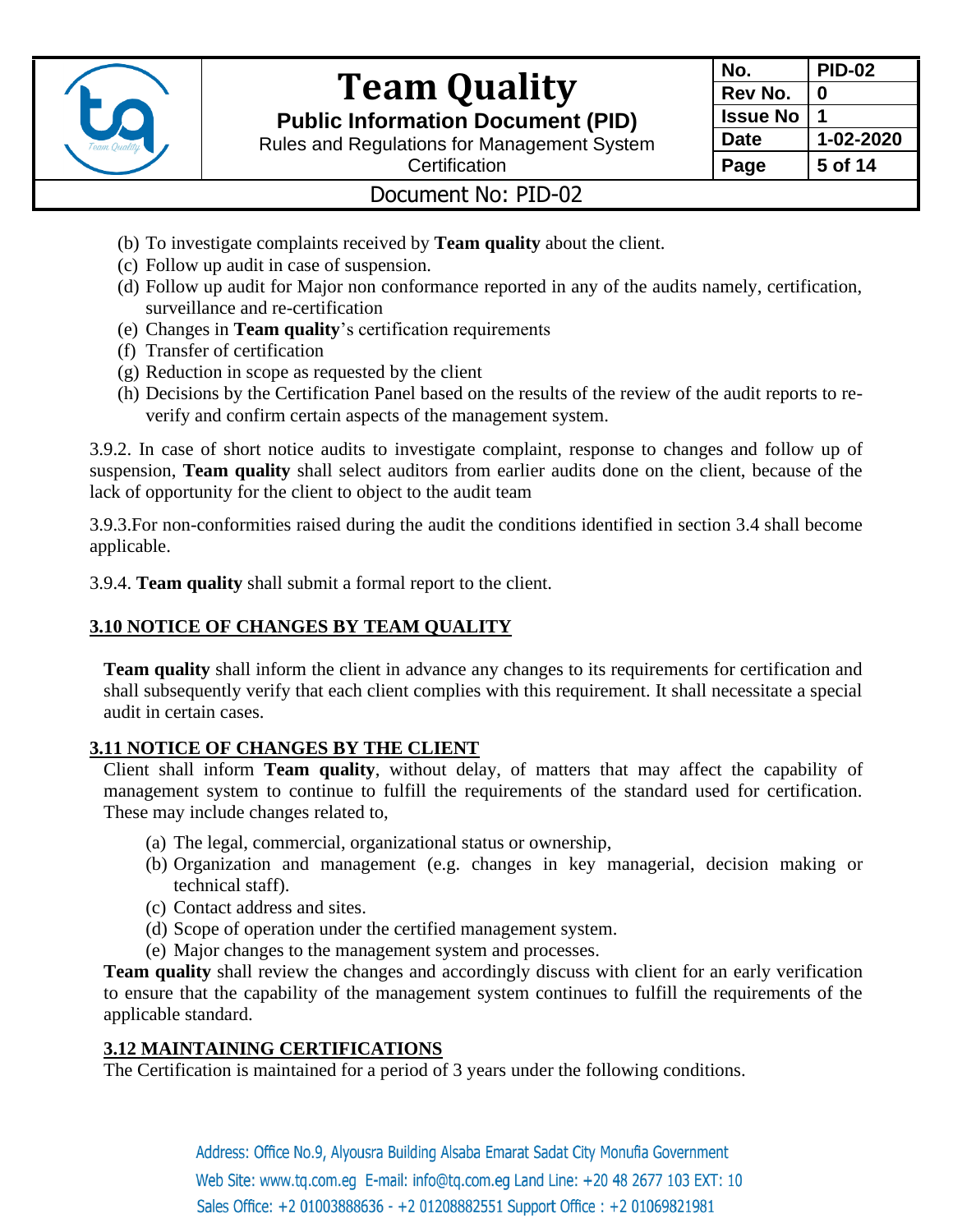(b) To investigate complaints received by **Team quality** about the client.
(c) Follow up audit in case of suspension.
(d) Follow up audit for Major non conformance reported in any of the audits namely, certification, surveillance and re-certification
(e) Changes in **Team quality**'s certification requirements
(f) Transfer of certification
(g) Reduction in scope as requested by the client
(h) Decisions by the Certification Panel based on the results of the review of the audit reports to re-verify and confirm certain aspects of the management system.

3.9.2. In case of short notice audits to investigate complaint, response to changes and follow up of suspension, **Team quality** shall select auditors from earlier audits done on the client, because of the lack of opportunity for the client to object to the audit team

3.9.3.For non-conformities raised during the audit the conditions identified in section 3.4 shall become applicable.

3.9.4. **Team quality** shall submit a formal report to the client.

## 3.10 NOTICE OF CHANGES BY TEAM QUALITY

**Team quality** shall inform the client in advance any changes to its requirements for certification and shall subsequently verify that each client complies with this requirement. It shall necessitate a special audit in certain cases.

## 3.11 NOTICE OF CHANGES BY THE CLIENT

Client shall inform **Team quality**, without delay, of matters that may affect the capability of management system to continue to fulfill the requirements of the standard used for certification. These may include changes related to,

(a) The legal, commercial, organizational status or ownership,
(b) Organization and management (e.g. changes in key managerial, decision making or technical staff).
(c) Contact address and sites.
(d) Scope of operation under the certified management system.
(e) Major changes to the management system and processes.

**Team quality** shall review the changes and accordingly discuss with client for an early verification to ensure that the capability of the management system continues to fulfill the requirements of the applicable standard.

## 3.12 MAINTAINING CERTIFICATIONS

The Certification is maintained for a period of 3 years under the following conditions.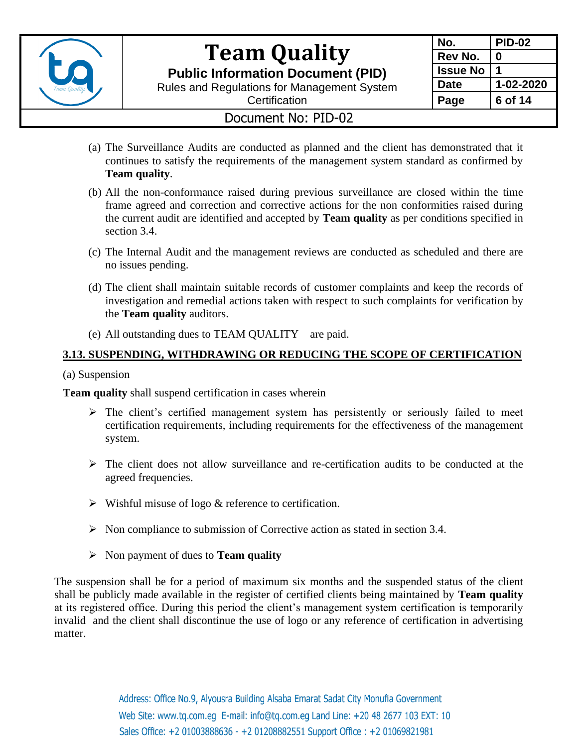(a) The Surveillance Audits are conducted as planned and the client has demonstrated that it continues to satisfy the requirements of the management system standard as confirmed by **Team quality**.

(b) All the non-conformance raised during previous surveillance are closed within the time frame agreed and correction and corrective actions for the non conformities raised during the current audit are identified and accepted by **Team quality** as per conditions specified in section 3.4.

(c) The Internal Audit and the management reviews are conducted as scheduled and there are no issues pending.

(d) The client shall maintain suitable records of customer complaints and keep the records of investigation and remedial actions taken with respect to such complaints for verification by the **Team quality** auditors.

(e) All outstanding dues to TEAM QUALITY are paid.

## 3.13. SUSPENDING, WITHDRAWING OR REDUCING THE SCOPE OF CERTIFICATION

(a) Suspension

**Team quality** shall suspend certification in cases wherein

- The client's certified management system has persistently or seriously failed to meet certification requirements, including requirements for the effectiveness of the management system.
- The client does not allow surveillance and re-certification audits to be conducted at the agreed frequencies.
- Wishful misuse of logo & reference to certification.
- Non compliance to submission of Corrective action as stated in section 3.4.
- Non payment of dues to **Team quality**

The suspension shall be for a period of maximum six months and the suspended status of the client shall be publicly made available in the register of certified clients being maintained by **Team quality** at its registered office. During this period the client's management system certification is temporarily invalid and the client shall discontinue the use of logo or any reference of certification in advertising matter.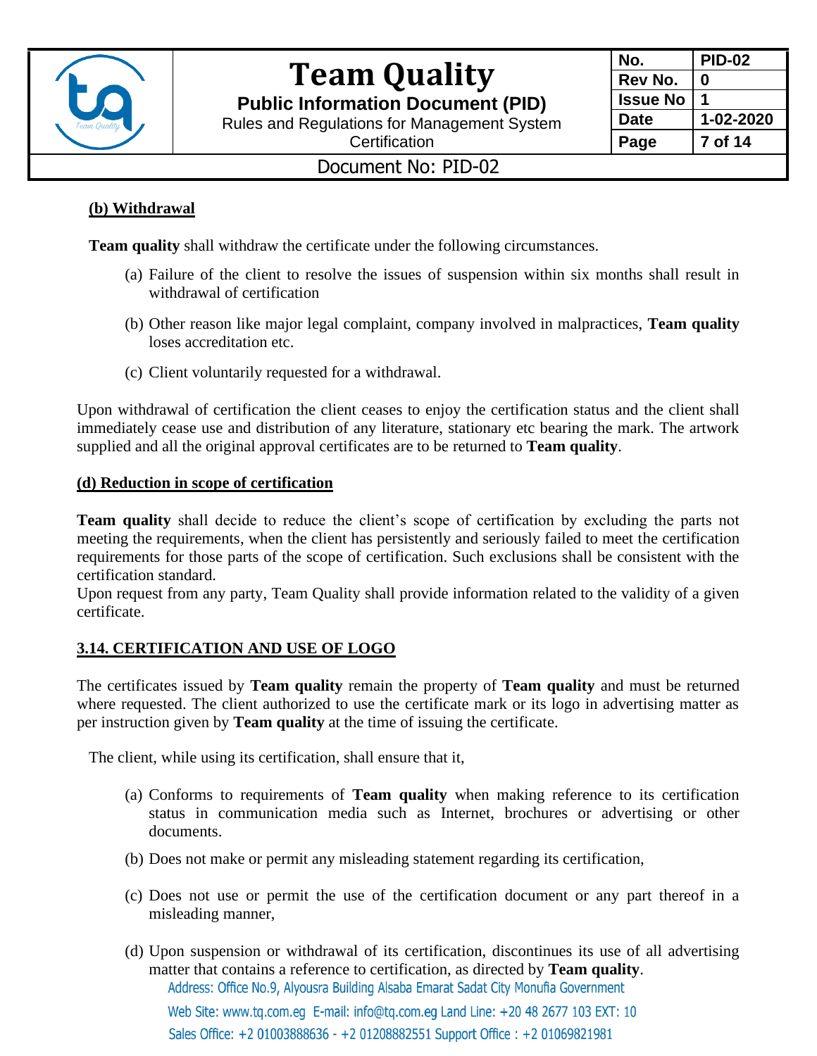**(b) Withdrawal**

**Team quality** shall withdraw the certificate under the following circumstances.

(a) Failure of the client to resolve the issues of suspension within six months shall result in withdrawal of certification

(b) Other reason like major legal complaint, company involved in malpractices, **Team quality** loses accreditation etc.

(c) Client voluntarily requested for a withdrawal.

Upon withdrawal of certification the client ceases to enjoy the certification status and the client shall immediately cease use and distribution of any literature, stationary etc bearing the mark. The artwork supplied and all the original approval certificates are to be returned to **Team quality**.

**(d) Reduction in scope of certification**

**Team quality** shall decide to reduce the client's scope of certification by excluding the parts not meeting the requirements, when the client has persistently and seriously failed to meet the certification requirements for those parts of the scope of certification. Such exclusions shall be consistent with the certification standard.

Upon request from any party, Team Quality shall provide information related to the validity of a given certificate.

## 3.14. CERTIFICATION AND USE OF LOGO

The certificates issued by **Team quality** remain the property of **Team quality** and must be returned where requested. The client authorized to use the certificate mark or its logo in advertising matter as per instruction given by **Team quality** at the time of issuing the certificate.

The client, while using its certification, shall ensure that it,

(a) Conforms to requirements of **Team quality** when making reference to its certification status in communication media such as Internet, brochures or advertising or other documents.

(b) Does not make or permit any misleading statement regarding its certification,

(c) Does not use or permit the use of the certification document or any part thereof in a misleading manner,

(d) Upon suspension or withdrawal of its certification, discontinues its use of all advertising matter that contains a reference to certification, as directed by **Team quality**.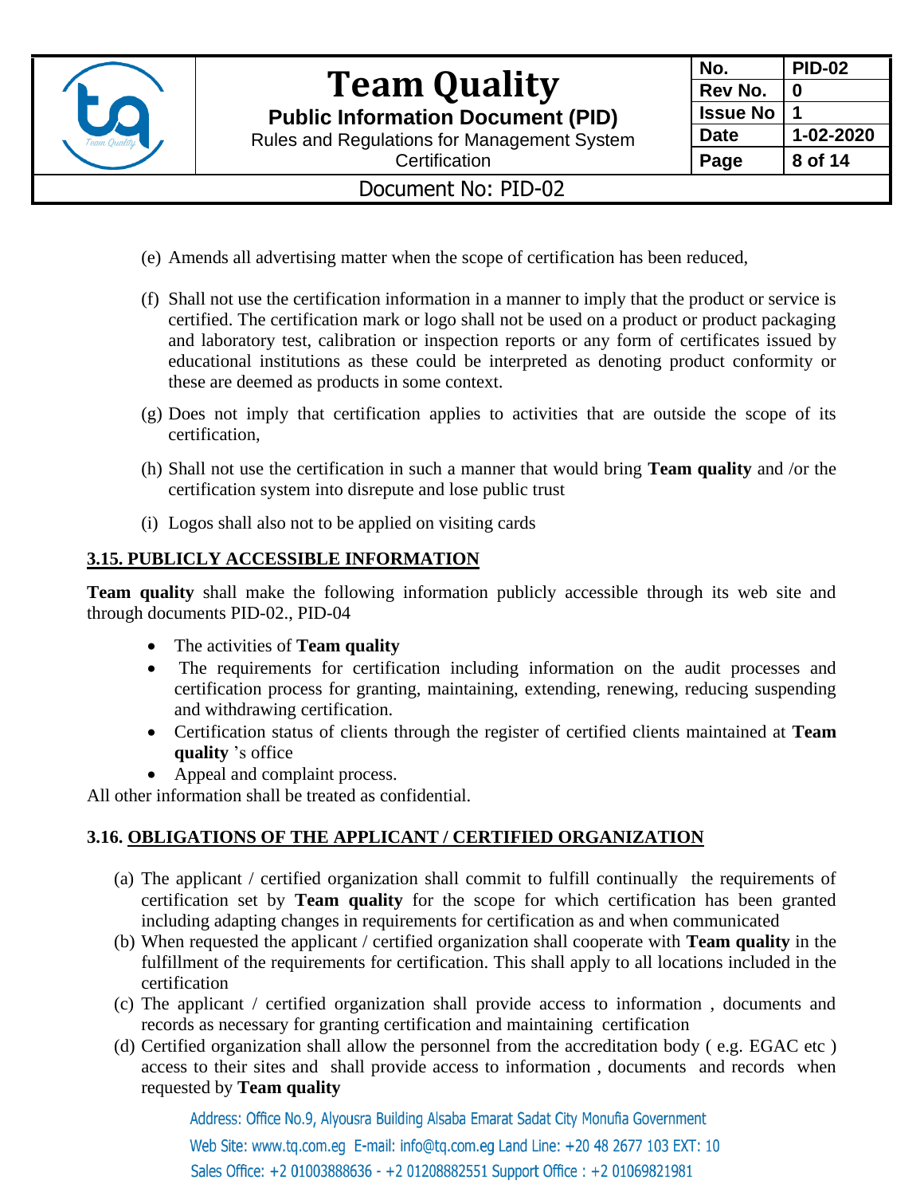(e) Amends all advertising matter when the scope of certification has been reduced,

(f) Shall not use the certification information in a manner to imply that the product or service is certified. The certification mark or logo shall not be used on a product or product packaging and laboratory test, calibration or inspection reports or any form of certificates issued by educational institutions as these could be interpreted as denoting product conformity or these are deemed as products in some context.

(g) Does not imply that certification applies to activities that are outside the scope of its certification,

(h) Shall not use the certification in such a manner that would bring **Team quality** and /or the certification system into disrepute and lose public trust

(i) Logos shall also not to be applied on visiting cards

## 3.15. PUBLICLY ACCESSIBLE INFORMATION

**Team quality** shall make the following information publicly accessible through its web site and through documents PID-02., PID-04

- The activities of **Team quality**
- The requirements for certification including information on the audit processes and certification process for granting, maintaining, extending, renewing, reducing suspending and withdrawing certification.
- Certification status of clients through the register of certified clients maintained at **Team quality** 's office
- Appeal and complaint process.

All other information shall be treated as confidential.

## 3.16. OBLIGATIONS OF THE APPLICANT / CERTIFIED ORGANIZATION

(a) The applicant / certified organization shall commit to fulfill continually the requirements of certification set by **Team quality** for the scope for which certification has been granted including adapting changes in requirements for certification as and when communicated

(b) When requested the applicant / certified organization shall cooperate with **Team quality** in the fulfillment of the requirements for certification. This shall apply to all locations included in the certification

(c) The applicant / certified organization shall provide access to information , documents and records as necessary for granting certification and maintaining certification

(d) Certified organization shall allow the personnel from the accreditation body ( e.g. EGAC etc ) access to their sites and shall provide access to information , documents and records when requested by **Team quality**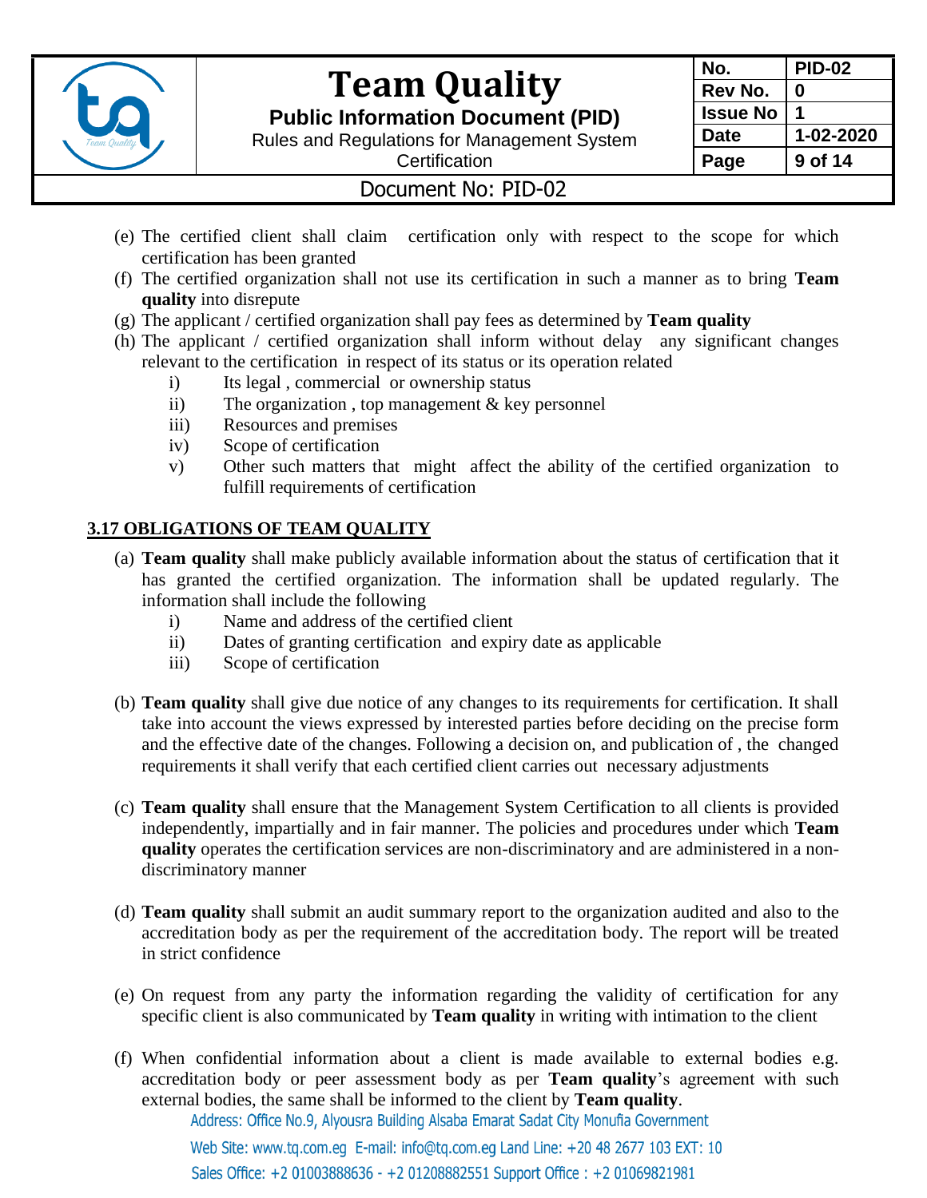(e) The certified client shall claim certification only with respect to the scope for which certification has been granted

(f) The certified organization shall not use its certification in such a manner as to bring **Team quality** into disrepute

(g) The applicant / certified organization shall pay fees as determined by **Team quality**

(h) The applicant / certified organization shall inform without delay any significant changes relevant to the certification in respect of its status or its operation related

  - i) Its legal , commercial or ownership status
  - ii) The organization , top management & key personnel
  - iii) Resources and premises
  - iv) Scope of certification
  - v) Other such matters that might affect the ability of the certified organization to fulfill requirements of certification

## 3.17 OBLIGATIONS OF TEAM QUALITY

(a) **Team quality** shall make publicly available information about the status of certification that it has granted the certified organization. The information shall be updated regularly. The information shall include the following

  - i) Name and address of the certified client
  - ii) Dates of granting certification and expiry date as applicable
  - iii) Scope of certification

(b) **Team quality** shall give due notice of any changes to its requirements for certification. It shall take into account the views expressed by interested parties before deciding on the precise form and the effective date of the changes. Following a decision on, and publication of , the changed requirements it shall verify that each certified client carries out necessary adjustments

(c) **Team quality** shall ensure that the Management System Certification to all clients is provided independently, impartially and in fair manner. The policies and procedures under which **Team quality** operates the certification services are non-discriminatory and are administered in a non-discriminatory manner

(d) **Team quality** shall submit an audit summary report to the organization audited and also to the accreditation body as per the requirement of the accreditation body. The report will be treated in strict confidence

(e) On request from any party the information regarding the validity of certification for any specific client is also communicated by **Team quality** in writing with intimation to the client

(f) When confidential information about a client is made available to external bodies e.g. accreditation body or peer assessment body as per **Team quality**'s agreement with such external bodies, the same shall be informed to the client by **Team quality**.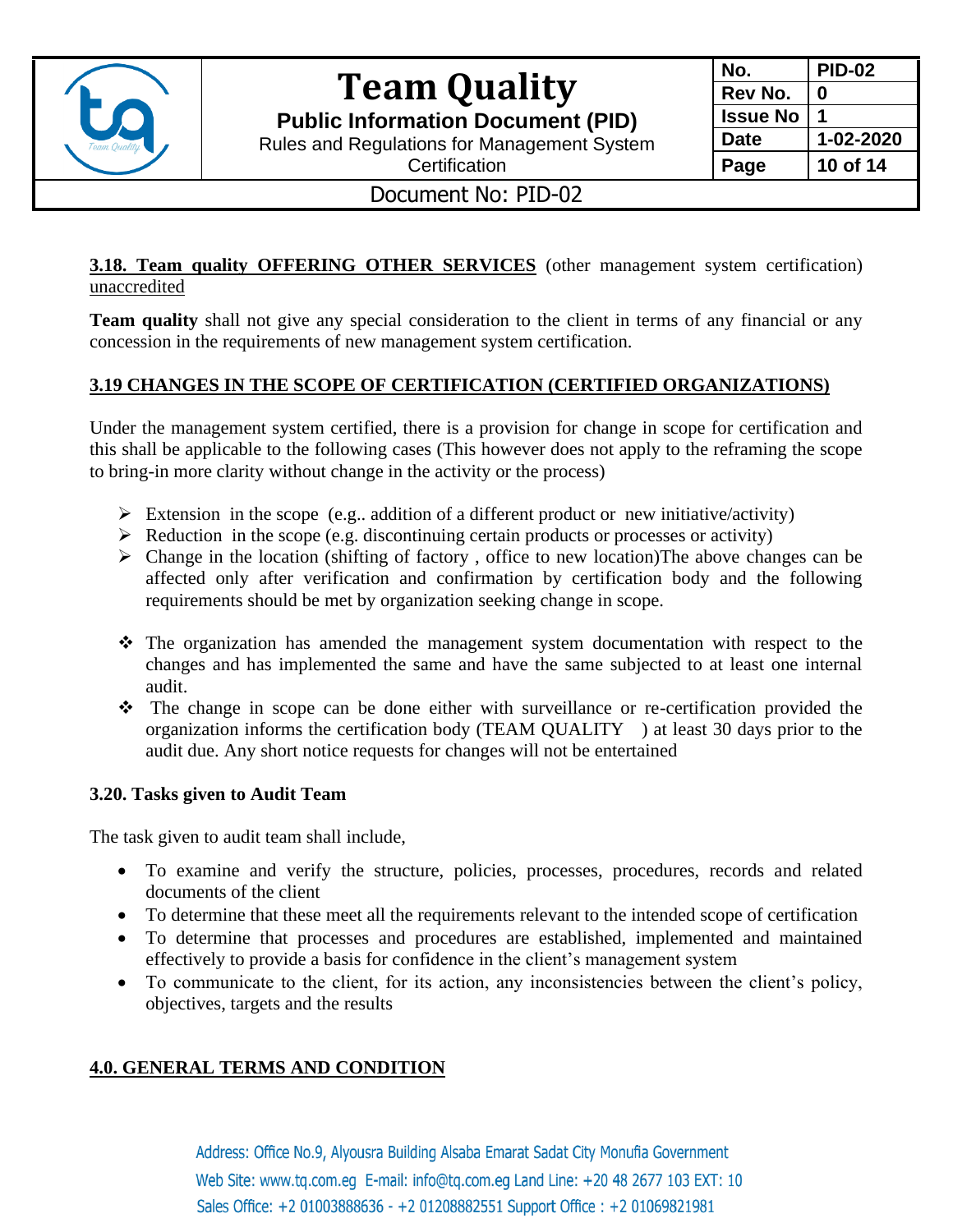**3.18. Team quality OFFERING OTHER SERVICES** (other management system certification) unaccredited

**Team quality** shall not give any special consideration to the client in terms of any financial or any concession in the requirements of new management system certification.

## 3.19 CHANGES IN THE SCOPE OF CERTIFICATION (CERTIFIED ORGANIZATIONS)

Under the management system certified, there is a provision for change in scope for certification and this shall be applicable to the following cases (This however does not apply to the reframing the scope to bring-in more clarity without change in the activity or the process)

- Extension in the scope (e.g.. addition of a different product or new initiative/activity)
- Reduction in the scope (e.g. discontinuing certain products or processes or activity)
- Change in the location (shifting of factory , office to new location)The above changes can be affected only after verification and confirmation by certification body and the following requirements should be met by organization seeking change in scope.

- The organization has amended the management system documentation with respect to the changes and has implemented the same and have the same subjected to at least one internal audit.
- The change in scope can be done either with surveillance or re-certification provided the organization informs the certification body (TEAM QUALITY ) at least 30 days prior to the audit due. Any short notice requests for changes will not be entertained

### 3.20. Tasks given to Audit Team

The task given to audit team shall include,

- To examine and verify the structure, policies, processes, procedures, records and related documents of the client
- To determine that these meet all the requirements relevant to the intended scope of certification
- To determine that processes and procedures are established, implemented and maintained effectively to provide a basis for confidence in the client's management system
- To communicate to the client, for its action, any inconsistencies between the client's policy, objectives, targets and the results

## 4.0. GENERAL TERMS AND CONDITION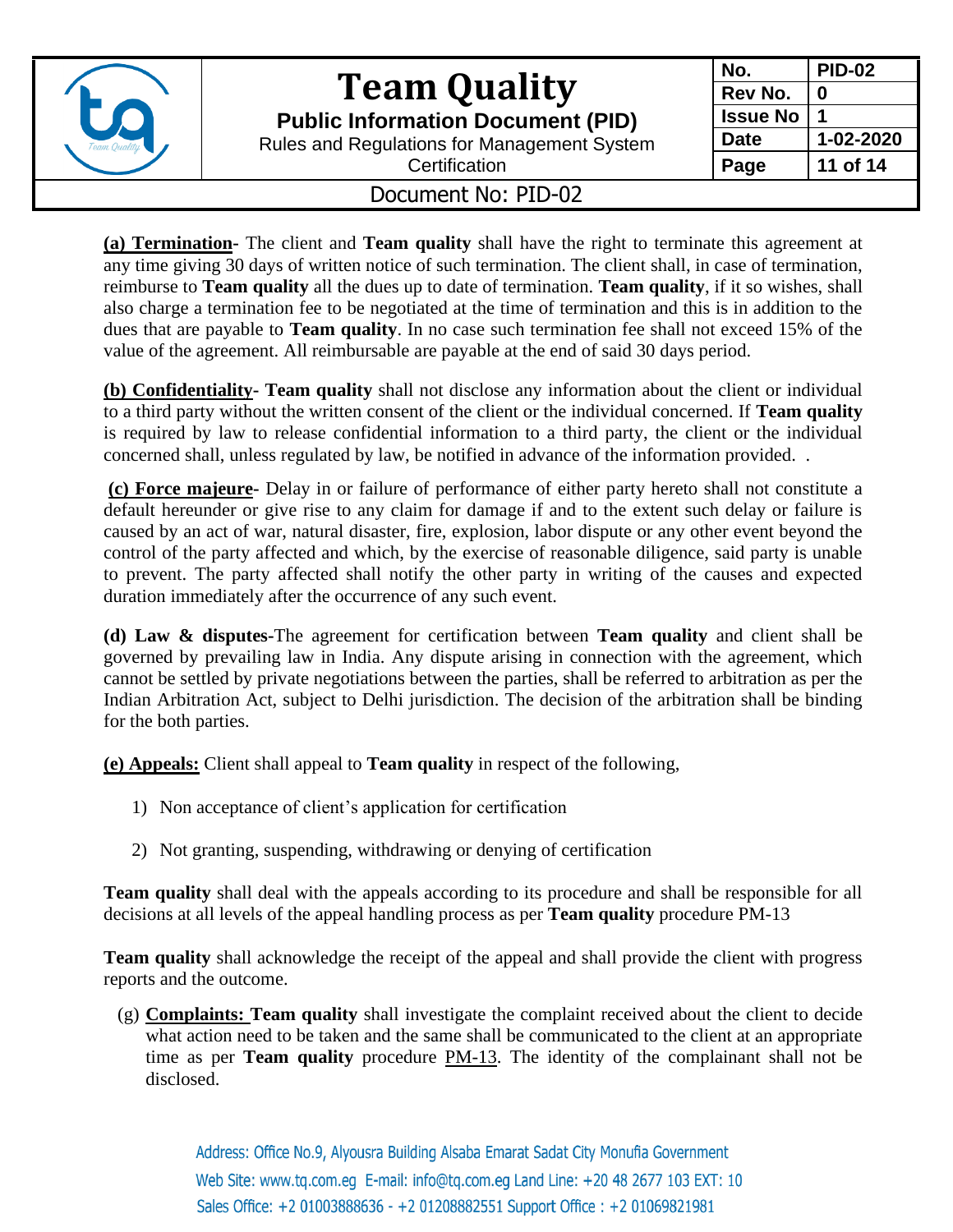**(a) Termination-** The client and **Team quality** shall have the right to terminate this agreement at any time giving 30 days of written notice of such termination. The client shall, in case of termination, reimburse to **Team quality** all the dues up to date of termination. **Team quality**, if it so wishes, shall also charge a termination fee to be negotiated at the time of termination and this is in addition to the dues that are payable to **Team quality**. In no case such termination fee shall not exceed 15% of the value of the agreement. All reimbursable are payable at the end of said 30 days period.

**(b) Confidentiality- Team quality** shall not disclose any information about the client or individual to a third party without the written consent of the client or the individual concerned. If **Team quality** is required by law to release confidential information to a third party, the client or the individual concerned shall, unless regulated by law, be notified in advance of the information provided. .

**(c) Force majeure-** Delay in or failure of performance of either party hereto shall not constitute a default hereunder or give rise to any claim for damage if and to the extent such delay or failure is caused by an act of war, natural disaster, fire, explosion, labor dispute or any other event beyond the control of the party affected and which, by the exercise of reasonable diligence, said party is unable to prevent. The party affected shall notify the other party in writing of the causes and expected duration immediately after the occurrence of any such event.

**(d) Law & disputes-**The agreement for certification between **Team quality** and client shall be governed by prevailing law in India. Any dispute arising in connection with the agreement, which cannot be settled by private negotiations between the parties, shall be referred to arbitration as per the Indian Arbitration Act, subject to Delhi jurisdiction. The decision of the arbitration shall be binding for the both parties.

**(e) Appeals:** Client shall appeal to **Team quality** in respect of the following,

1) Non acceptance of client's application for certification
2) Not granting, suspending, withdrawing or denying of certification

**Team quality** shall deal with the appeals according to its procedure and shall be responsible for all decisions at all levels of the appeal handling process as per **Team quality** procedure PM-13

**Team quality** shall acknowledge the receipt of the appeal and shall provide the client with progress reports and the outcome.

(g) **Complaints: Team quality** shall investigate the complaint received about the client to decide what action need to be taken and the same shall be communicated to the client at an appropriate time as per **Team quality** procedure PM-13. The identity of the complainant shall not be disclosed.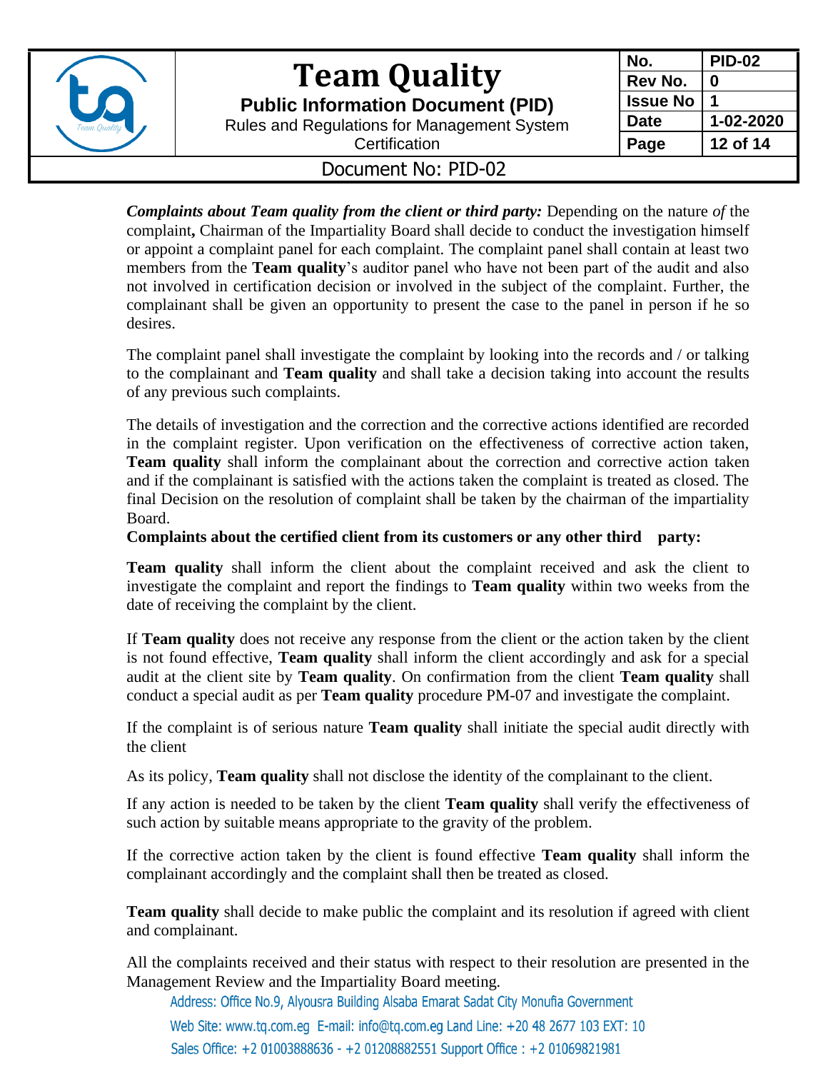***Complaints about Team quality from the client or third party:*** Depending on the nature *of* the complaint**,** Chairman of the Impartiality Board shall decide to conduct the investigation himself or appoint a complaint panel for each complaint. The complaint panel shall contain at least two members from the **Team quality**'s auditor panel who have not been part of the audit and also not involved in certification decision or involved in the subject of the complaint. Further, the complainant shall be given an opportunity to present the case to the panel in person if he so desires.

The complaint panel shall investigate the complaint by looking into the records and / or talking to the complainant and **Team quality** and shall take a decision taking into account the results of any previous such complaints.

The details of investigation and the correction and the corrective actions identified are recorded in the complaint register. Upon verification on the effectiveness of corrective action taken, **Team quality** shall inform the complainant about the correction and corrective action taken and if the complainant is satisfied with the actions taken the complaint is treated as closed. The final Decision on the resolution of complaint shall be taken by the chairman of the impartiality Board.

**Complaints about the certified client from its customers or any other third party:**

**Team quality** shall inform the client about the complaint received and ask the client to investigate the complaint and report the findings to **Team quality** within two weeks from the date of receiving the complaint by the client.

If **Team quality** does not receive any response from the client or the action taken by the client is not found effective, **Team quality** shall inform the client accordingly and ask for a special audit at the client site by **Team quality**. On confirmation from the client **Team quality** shall conduct a special audit as per **Team quality** procedure PM-07 and investigate the complaint.

If the complaint is of serious nature **Team quality** shall initiate the special audit directly with the client

As its policy, **Team quality** shall not disclose the identity of the complainant to the client.

If any action is needed to be taken by the client **Team quality** shall verify the effectiveness of such action by suitable means appropriate to the gravity of the problem.

If the corrective action taken by the client is found effective **Team quality** shall inform the complainant accordingly and the complaint shall then be treated as closed.

**Team quality** shall decide to make public the complaint and its resolution if agreed with client and complainant.

All the complaints received and their status with respect to their resolution are presented in the Management Review and the Impartiality Board meeting.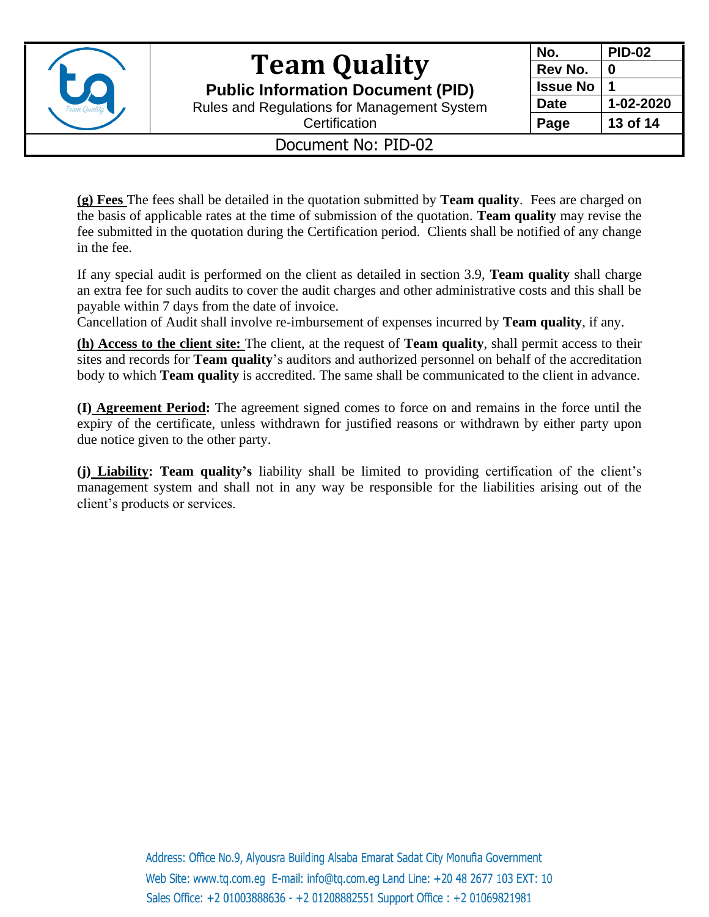**(g) Fees** The fees shall be detailed in the quotation submitted by **Team quality**. Fees are charged on the basis of applicable rates at the time of submission of the quotation. **Team quality** may revise the fee submitted in the quotation during the Certification period. Clients shall be notified of any change in the fee.

If any special audit is performed on the client as detailed in section 3.9, **Team quality** shall charge an extra fee for such audits to cover the audit charges and other administrative costs and this shall be payable within 7 days from the date of invoice.
Cancellation of Audit shall involve re-imbursement of expenses incurred by **Team quality**, if any.

**(h) Access to the client site:** The client, at the request of **Team quality**, shall permit access to their sites and records for **Team quality**'s auditors and authorized personnel on behalf of the accreditation body to which **Team quality** is accredited. The same shall be communicated to the client in advance.

**(I) Agreement Period:** The agreement signed comes to force on and remains in the force until the expiry of the certificate, unless withdrawn for justified reasons or withdrawn by either party upon due notice given to the other party.

**(j) Liability: Team quality's** liability shall be limited to providing certification of the client's management system and shall not in any way be responsible for the liabilities arising out of the client's products or services.